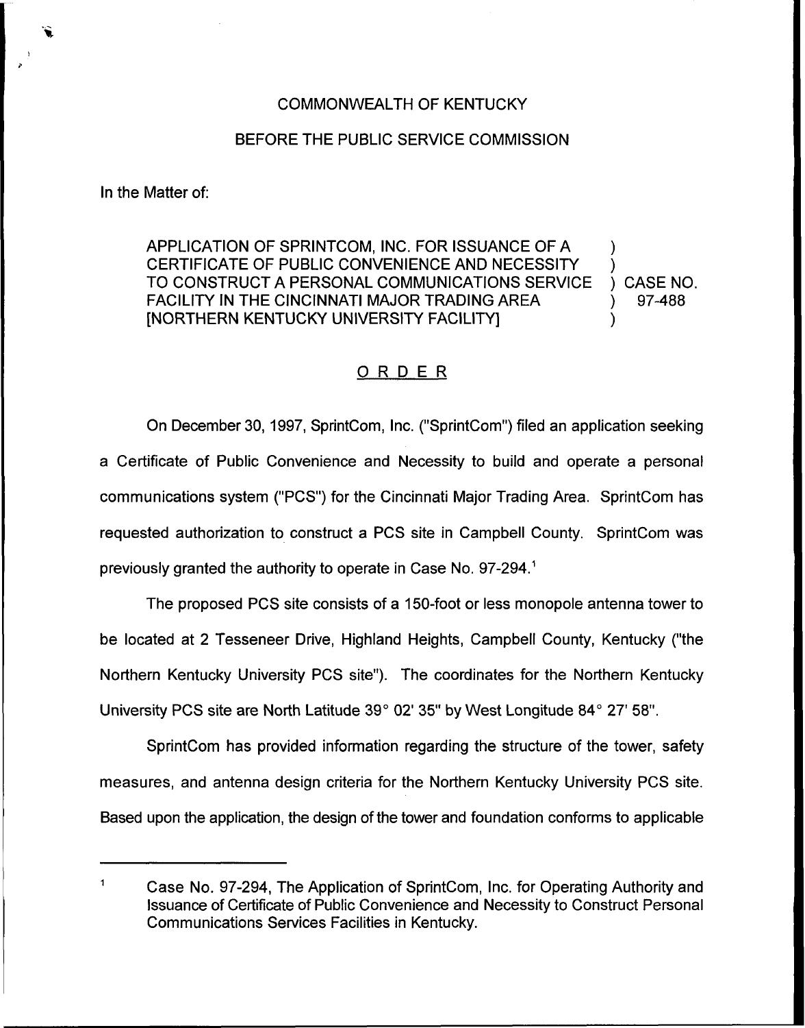COMMONWEALTH OF KENTUCKY

BEFORE THE PUBLIC SERVICE COMMISSION

In the Matter of:

APPLICATION OF SPRINTCOM, INC. FOR ISSUANCE OF A CERTIFICATE OF PUBLIC CONVENIENCE AND NECESSITY TO CONSTRUCT A PERSONAL COMMUNICATIONS SERVICE FACILITY IN THE CINCINNATI MAJOR TRADING AREA [NORTHERN KENTUCKY UNIVERSITY FACILITY] ) CASE NO. 97-488

## ORDER

On December 30, 1997, SprintCom, Inc. ("SprintCom") filed an application seeking a Certificate of Public Convenience and Necessity to build and operate a personal communications system ("PCS") for the Cincinnati Major Trading Area. SprintCom has requested authorization to construct a PCS site in Campbell County. SprintCom was previously granted the authority to operate in Case No. 97-294.[1]

The proposed PCS site consists of a 150-foot or less monopole antenna tower to be located at 2 Tesseneer Drive, Highland Heights, Campbell County, Kentucky ("the Northern Kentucky University PCS site"). The coordinates for the Northern Kentucky University PCS site are North Latitude 39° 02' 35" by West Longitude 84° 27' 58".

SprintCom has provided information regarding the structure of the tower, safety measures, and antenna design criteria for the Northern Kentucky University PCS site. Based upon the application, the design of the tower and foundation conforms to applicable

[1] Case No. 97-294, The Application of SprintCom, Inc. for Operating Authority and Issuance of Certificate of Public Convenience and Necessity to Construct Personal Communications Services Facilities in Kentucky.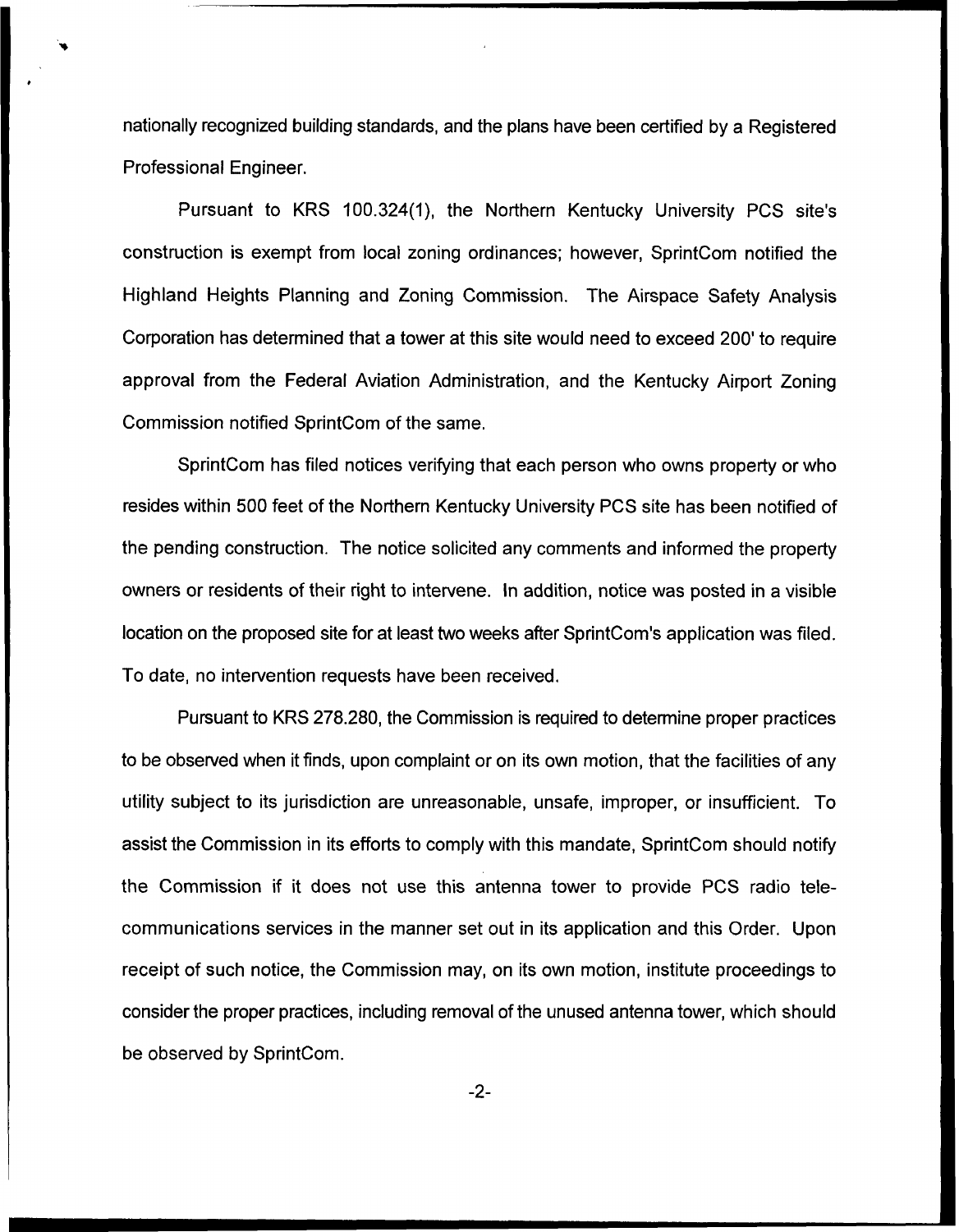nationally recognized building standards, and the plans have been certified by a Registered Professional Engineer.

Pursuant to KRS 100.324(1), the Northern Kentucky University PCS site's construction is exempt from local zoning ordinances; however, SprintCom notified the Highland Heights Planning and Zoning Commission. The Airspace Safety Analysis Corporation has determined that a tower at this site would need to exceed 200' to require approval from the Federal Aviation Administration, and the Kentucky Airport Zoning Commission notified SprintCom of the same.

SprintCom has filed notices verifying that each person who owns property or who resides within 500 feet of the Northern Kentucky University PCS site has been notified of the pending construction. The notice solicited any comments and informed the property owners or residents of their right to intervene. In addition, notice was posted in a visible location on the proposed site for at least two weeks after SprintCom's application was filed. To date, no intervention requests have been received.

Pursuant to KRS 278.280, the Commission is required to determine proper practices to be observed when it finds, upon complaint or on its own motion, that the facilities of any utility subject to its jurisdiction are unreasonable, unsafe, improper, or insufficient. To assist the Commission in its efforts to comply with this mandate, SprintCom should notify the Commission if it does not use this antenna tower to provide PCS radio telecommunications services in the manner set out in its application and this Order. Upon receipt of such notice, the Commission may, on its own motion, institute proceedings to consider the proper practices, including removal of the unused antenna tower, which should be observed by SprintCom.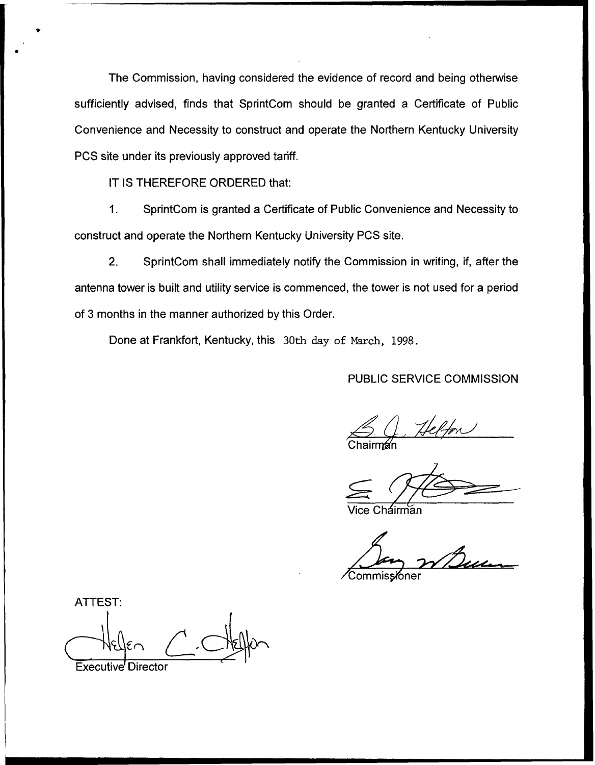The Commission, having considered the evidence of record and being otherwise sufficiently advised, finds that SprintCom should be granted a Certificate of Public Convenience and Necessity to construct and operate the Northern Kentucky University PCS site under its previously approved tariff.

IT IS THEREFORE ORDERED that:

1. SprintCom is granted a Certificate of Public Convenience and Necessity to construct and operate the Northern Kentucky University PCS site.

2. SprintCom shall immediately notify the Commission in writing, if, after the antenna tower is built and utility service is commenced, the tower is not used for a period of 3 months in the manner authorized by this Order.

Done at Frankfort, Kentucky, this 30th day of March, 1998.

PUBLIC SERVICE COMMISSION

Chairman

Vice Chairman

Commissioner

ATTEST:

Executive Director